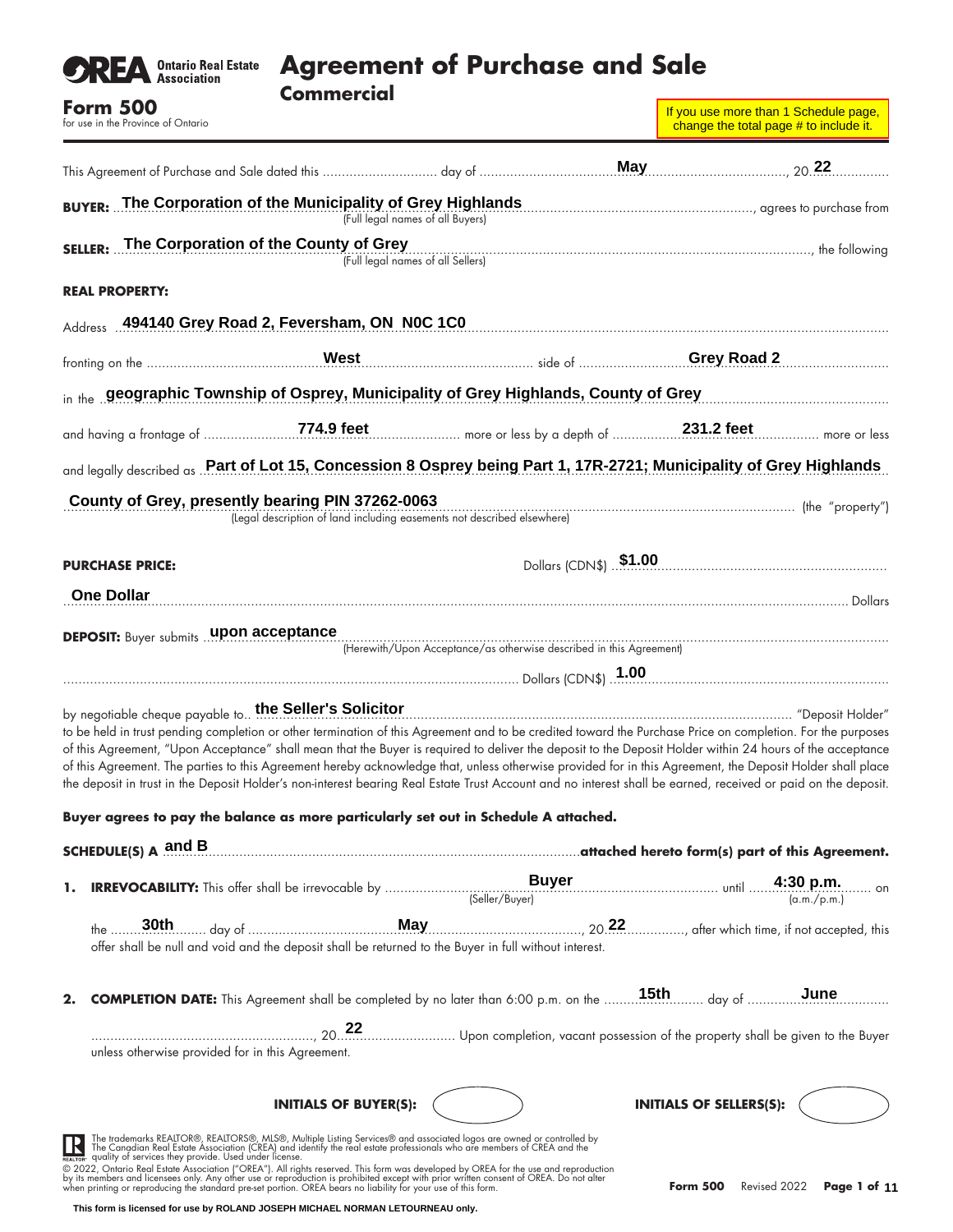# Agreement of Purchase and Sale

## Commercial

**Form 500**
for use in the Province of Ontario

If you use more than 1 Schedule page, change the total page # to include it.

This Agreement of Purchase and Sale dated this .............. day of **May**, 20**22**

**BUYER:** **The Corporation of the Municipality of Grey Highlands** (Full legal names of all Buyers), agrees to purchase from

**SELLER:** **The Corporation of the County of Grey** (Full legal names of all Sellers), the following

**REAL PROPERTY:**

Address **494140 Grey Road 2, Feversham, ON N0C 1C0**

fronting on the **West** side of **Grey Road 2**

in the **geographic Township of Osprey, Municipality of Grey Highlands, County of Grey**

and having a frontage of **774.9 feet** more or less by a depth of **231.2 feet** more or less

and legally described as **Part of Lot 15, Concession 8 Osprey being Part 1, 17R-2721; Municipality of Grey Highlands County of Grey, presently bearing PIN 37262-0063** (Legal description of land including easements not described elsewhere) (the "property")

**PURCHASE PRICE:** Dollars (CDN$) **$1.00**

**One Dollar** Dollars

**DEPOSIT:** Buyer submits **upon acceptance** (Herewith/Upon Acceptance/as otherwise described in this Agreement)

Dollars (CDN$) **1.00**

by negotiable cheque payable to **the Seller's Solicitor** "Deposit Holder" to be held in trust pending completion or other termination of this Agreement and to be credited toward the Purchase Price on completion. For the purposes of this Agreement, "Upon Acceptance" shall mean that the Buyer is required to deliver the deposit to the Deposit Holder within 24 hours of the acceptance of this Agreement. The parties to this Agreement hereby acknowledge that, unless otherwise provided for in this Agreement, the Deposit Holder shall place the deposit in trust in the Deposit Holder's non-interest bearing Real Estate Trust Account and no interest shall be earned, received or paid on the deposit.

**Buyer agrees to pay the balance as more particularly set out in Schedule A attached.**

**SCHEDULE(S) A** **and B** **attached hereto form(s) part of this Agreement.**

1. **IRREVOCABILITY:** This offer shall be irrevocable by **Buyer** (Seller/Buyer) until **4:30 p.m.** (a.m./p.m.) on the **30th** day of **May**, 20**22**, after which time, if not accepted, this offer shall be null and void and the deposit shall be returned to the Buyer in full without interest.

2. **COMPLETION DATE:** This Agreement shall be completed by no later than 6:00 p.m. on the **15th** day of **June**, 20**22**. Upon completion, vacant possession of the property shall be given to the Buyer unless otherwise provided for in this Agreement.

**INITIALS OF BUYER(S):** ◯ **INITIALS OF SELLERS(S):** ◯

The trademarks REALTOR®, REALTORS®, MLS®, Multiple Listing Services® and associated logos are owned or controlled by The Canadian Real Estate Association (CREA) and identify the real estate professionals who are members of CREA and the quality of services they provide. Used under license.

© 2022, Ontario Real Estate Association ("OREA"). All rights reserved. This form was developed by OREA for the use and reproduction by its members and licensees only. Any other use or reproduction is prohibited except with prior written consent of OREA. Do not alter when printing or reproducing the standard pre-set portion. OREA bears no liability for your use of this form.

Form 500 Revised 2022

This form is licensed for use by ROLAND JOSEPH MICHAEL NORMAN LETOURNEAU only.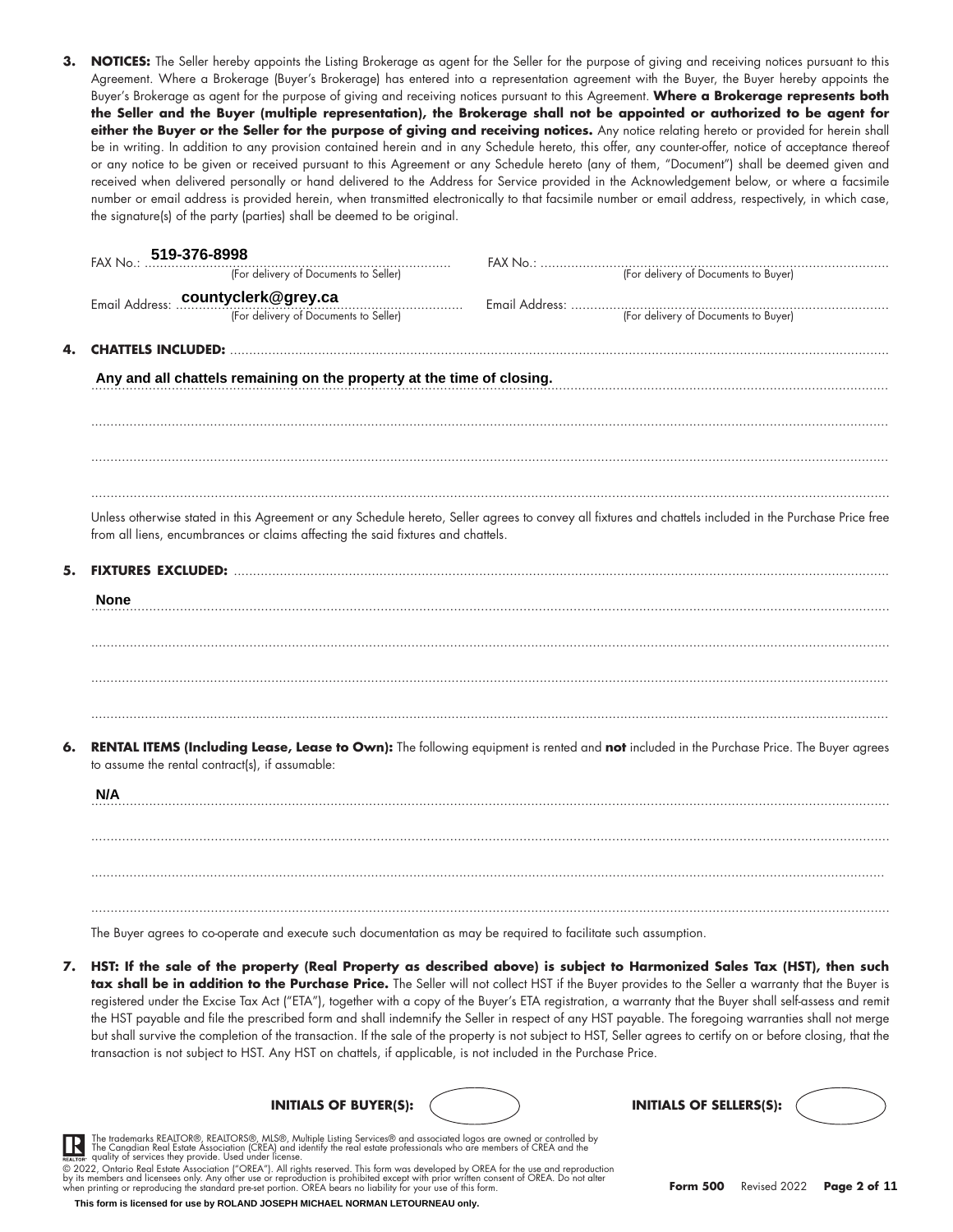**3. NOTICES:** The Seller hereby appoints the Listing Brokerage as agent for the Seller for the purpose of giving and receiving notices pursuant to this Agreement. Where a Brokerage (Buyer's Brokerage) has entered into a representation agreement with the Buyer, the Buyer hereby appoints the Buyer's Brokerage as agent for the purpose of giving and receiving notices pursuant to this Agreement. **Where a Brokerage represents both the Seller and the Buyer (multiple representation), the Brokerage shall not be appointed or authorized to be agent for either the Buyer or the Seller for the purpose of giving and receiving notices.** Any notice relating hereto or provided for herein shall be in writing. In addition to any provision contained herein and in any Schedule hereto, this offer, any counter-offer, notice of acceptance thereof or any notice to be given or received pursuant to this Agreement or any Schedule hereto (any of them, "Document") shall be deemed given and received when delivered personally or hand delivered to the Address for Service provided in the Acknowledgement below, or where a facsimile number or email address is provided herein, when transmitted electronically to that facsimile number or email address, respectively, in which case, the signature(s) of the party (parties) shall be deemed to be original.

FAX No.: **519-376-8998** (For delivery of Documents to Seller)

FAX No.: .................... (For delivery of Documents to Buyer)

Email Address: **countyclerk@grey.ca** (For delivery of Documents to Seller)

Email Address: .................... (For delivery of Documents to Buyer)

**4. CHATTELS INCLUDED:**

**Any and all chattels remaining on the property at the time of closing.**

Unless otherwise stated in this Agreement or any Schedule hereto, Seller agrees to convey all fixtures and chattels included in the Purchase Price free from all liens, encumbrances or claims affecting the said fixtures and chattels.

**5. FIXTURES EXCLUDED:**

**None**

**6. RENTAL ITEMS (Including Lease, Lease to Own):** The following equipment is rented and **not** included in the Purchase Price. The Buyer agrees to assume the rental contract(s), if assumable:

**N/A**

The Buyer agrees to co-operate and execute such documentation as may be required to facilitate such assumption.

**7. HST: If the sale of the property (Real Property as described above) is subject to Harmonized Sales Tax (HST), then such tax shall be in addition to the Purchase Price.** The Seller will not collect HST if the Buyer provides to the Seller a warranty that the Buyer is registered under the Excise Tax Act ("ETA"), together with a copy of the Buyer's ETA registration, a warranty that the Buyer shall self-assess and remit the HST payable and file the prescribed form and shall indemnify the Seller in respect of any HST payable. The foregoing warranties shall not merge but shall survive the completion of the transaction. If the sale of the property is not subject to HST, Seller agrees to certify on or before closing, that the transaction is not subject to HST. Any HST on chattels, if applicable, is not included in the Purchase Price.

**INITIALS OF BUYER(S):** 　　　　 **INITIALS OF SELLERS(S):**

The trademarks REALTOR®, REALTORS®, MLS®, Multiple Listing Services® and associated logos are owned or controlled by The Canadian Real Estate Association (CREA) and identify the real estate professionals who are members of CREA and the quality of services they provide. Used under license.

© 2022, Ontario Real Estate Association ("OREA"). All rights reserved. This form was developed by OREA for the use and reproduction by its members and licensees only. Any other use or reproduction is prohibited except with prior written consent of OREA. Do not alter when printing or reproducing the standard pre-set portion. OREA bears no liability for your use of this form.

**Form 500** Revised 2022

**This form is licensed for use by ROLAND JOSEPH MICHAEL NORMAN LETOURNEAU only.**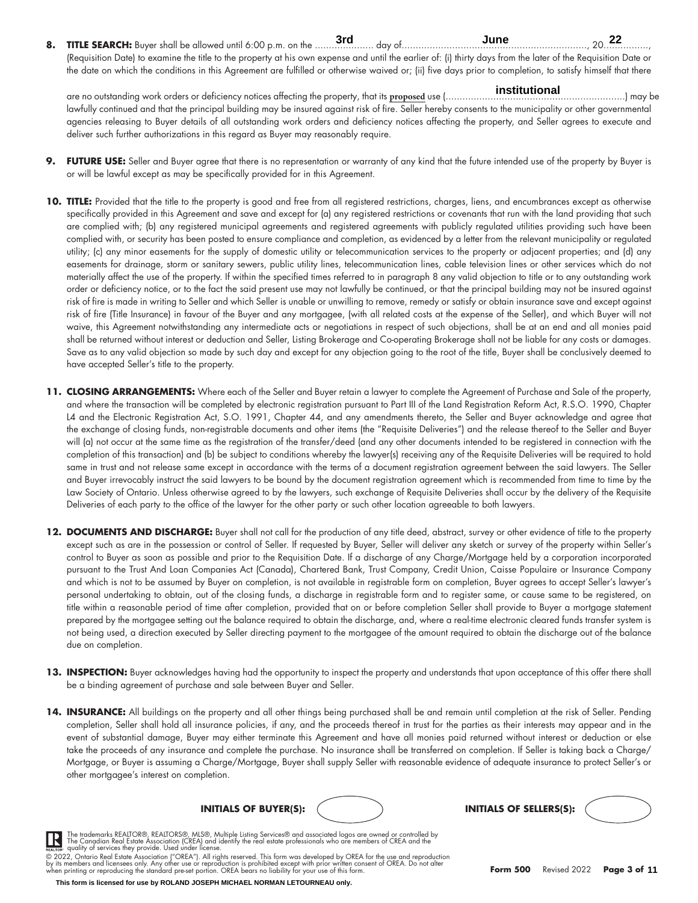**8. TITLE SEARCH:** Buyer shall be allowed until 6:00 p.m. on the ........3rd........ day of..................June.................., 20....22....., (Requisition Date) to examine the title to the property at his own expense and until the earlier of: (i) thirty days from the later of the Requisition Date or the date on which the conditions in this Agreement are fulfilled or otherwise waived or; (ii) five days prior to completion, to satisfy himself that there are no outstanding work orders or deficiency notices affecting the property, that its **proposed** use (..........institutional..........) may be lawfully continued and that the principal building may be insured against risk of fire. Seller hereby consents to the municipality or other governmental agencies releasing to Buyer details of all outstanding work orders and deficiency notices affecting the property, and Seller agrees to execute and deliver such further authorizations in this regard as Buyer may reasonably require.

**9. FUTURE USE:** Seller and Buyer agree that there is no representation or warranty of any kind that the future intended use of the property by Buyer is or will be lawful except as may be specifically provided for in this Agreement.

**10. TITLE:** Provided that the title to the property is good and free from all registered restrictions, charges, liens, and encumbrances except as otherwise specifically provided in this Agreement and save and except for (a) any registered restrictions or covenants that run with the land providing that such are complied with; (b) any registered municipal agreements and registered agreements with publicly regulated utilities providing such have been complied with, or security has been posted to ensure compliance and completion, as evidenced by a letter from the relevant municipality or regulated utility; (c) any minor easements for the supply of domestic utility or telecommunication services to the property or adjacent properties; and (d) any easements for drainage, storm or sanitary sewers, public utility lines, telecommunication lines, cable television lines or other services which do not materially affect the use of the property. If within the specified times referred to in paragraph 8 any valid objection to title or to any outstanding work order or deficiency notice, or to the fact the said present use may not lawfully be continued, or that the principal building may not be insured against risk of fire is made in writing to Seller and which Seller is unable or unwilling to remove, remedy or satisfy or obtain insurance save and except against risk of fire (Title Insurance) in favour of the Buyer and any mortgagee, (with all related costs at the expense of the Seller), and which Buyer will not waive, this Agreement notwithstanding any intermediate acts or negotiations in respect of such objections, shall be at an end and all monies paid shall be returned without interest or deduction and Seller, Listing Brokerage and Co-operating Brokerage shall not be liable for any costs or damages. Save as to any valid objection so made by such day and except for any objection going to the root of the title, Buyer shall be conclusively deemed to have accepted Seller's title to the property.

**11. CLOSING ARRANGEMENTS:** Where each of the Seller and Buyer retain a lawyer to complete the Agreement of Purchase and Sale of the property, and where the transaction will be completed by electronic registration pursuant to Part III of the Land Registration Reform Act, R.S.O. 1990, Chapter L4 and the Electronic Registration Act, S.O. 1991, Chapter 44, and any amendments thereto, the Seller and Buyer acknowledge and agree that the exchange of closing funds, non-registrable documents and other items (the "Requisite Deliveries") and the release thereof to the Seller and Buyer will (a) not occur at the same time as the registration of the transfer/deed (and any other documents intended to be registered in connection with the completion of this transaction) and (b) be subject to conditions whereby the lawyer(s) receiving any of the Requisite Deliveries will be required to hold same in trust and not release same except in accordance with the terms of a document registration agreement between the said lawyers. The Seller and Buyer irrevocably instruct the said lawyers to be bound by the document registration agreement which is recommended from time to time by the Law Society of Ontario. Unless otherwise agreed to by the lawyers, such exchange of Requisite Deliveries shall occur by the delivery of the Requisite Deliveries of each party to the office of the lawyer for the other party or such other location agreeable to both lawyers.

**12. DOCUMENTS AND DISCHARGE:** Buyer shall not call for the production of any title deed, abstract, survey or other evidence of title to the property except such as are in the possession or control of Seller. If requested by Buyer, Seller will deliver any sketch or survey of the property within Seller's control to Buyer as soon as possible and prior to the Requisition Date. If a discharge of any Charge/Mortgage held by a corporation incorporated pursuant to the Trust And Loan Companies Act (Canada), Chartered Bank, Trust Company, Credit Union, Caisse Populaire or Insurance Company and which is not to be assumed by Buyer on completion, is not available in registrable form on completion, Buyer agrees to accept Seller's lawyer's personal undertaking to obtain, out of the closing funds, a discharge in registrable form and to register same, or cause same to be registered, on title within a reasonable period of time after completion, provided that on or before completion Seller shall provide to Buyer a mortgage statement prepared by the mortgagee setting out the balance required to obtain the discharge, and, where a real-time electronic cleared funds transfer system is not being used, a direction executed by Seller directing payment to the mortgagee of the amount required to obtain the discharge out of the balance due on completion.

**13. INSPECTION:** Buyer acknowledges having had the opportunity to inspect the property and understands that upon acceptance of this offer there shall be a binding agreement of purchase and sale between Buyer and Seller.

**14. INSURANCE:** All buildings on the property and all other things being purchased shall be and remain until completion at the risk of Seller. Pending completion, Seller shall hold all insurance policies, if any, and the proceeds thereof in trust for the parties as their interests may appear and in the event of substantial damage, Buyer may either terminate this Agreement and have all monies paid returned without interest or deduction or else take the proceeds of any insurance and complete the purchase. No insurance shall be transferred on completion. If Seller is taking back a Charge/Mortgage, or Buyer is assuming a Charge/Mortgage, Buyer shall supply Seller with reasonable evidence of adequate insurance to protect Seller's or other mortgagee's interest on completion.

**INITIALS OF BUYER(S):** 　　　　 **INITIALS OF SELLERS(S):**

The trademarks REALTOR®, REALTORS®, MLS®, Multiple Listing Services® and associated logos are owned or controlled by The Canadian Real Estate Association (CREA) and identify the real estate professionals who are members of CREA and the quality of services they provide. Used under license.
© 2022, Ontario Real Estate Association ("OREA"). All rights reserved. This form was developed by OREA for the use and reproduction by its members and licensees only. Any other use or reproduction is prohibited except with prior written consent of OREA. Do not alter when printing or reproducing the standard pre-set portion. OREA bears no liability for your use of this form.

**Form 500** Revised 2022

**This form is licensed for use by ROLAND JOSEPH MICHAEL NORMAN LETOURNEAU only.**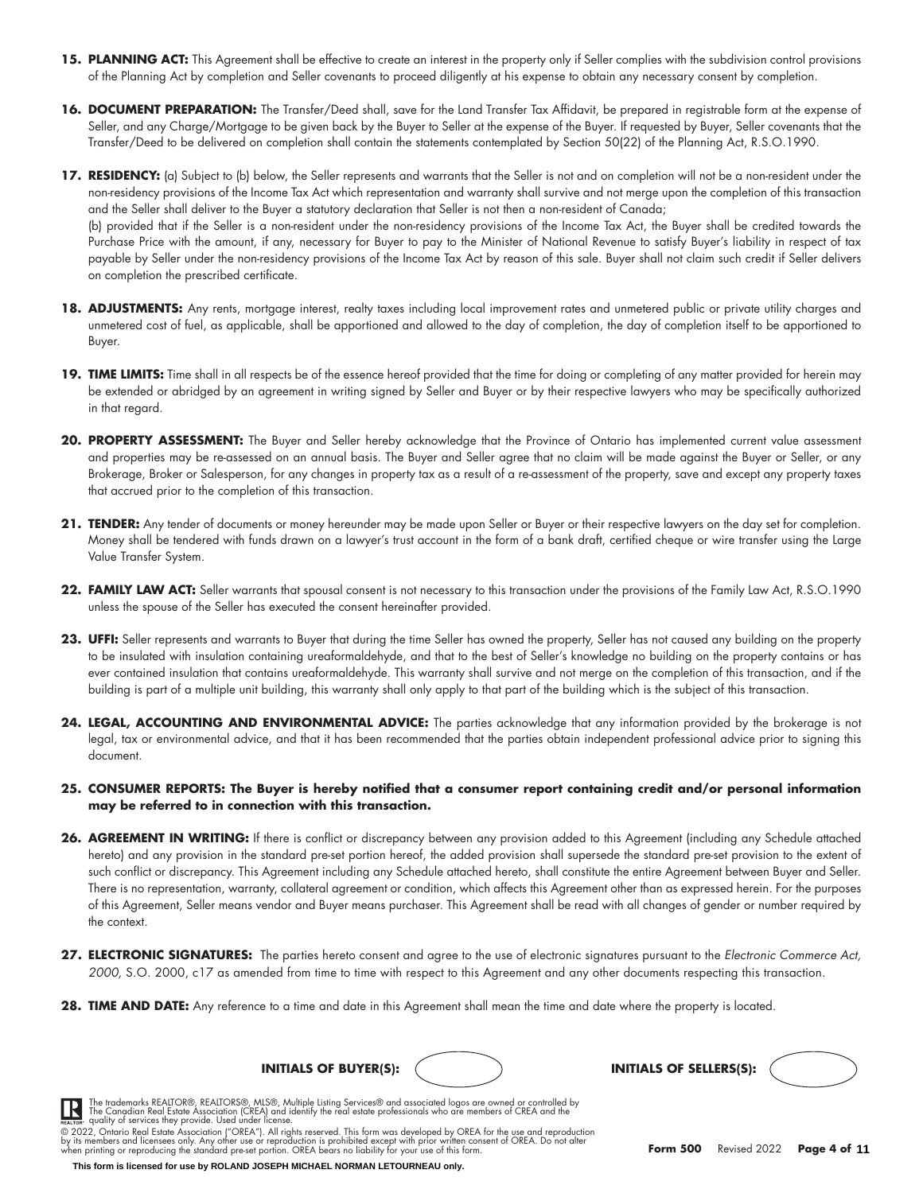**15. PLANNING ACT:** This Agreement shall be effective to create an interest in the property only if Seller complies with the subdivision control provisions of the Planning Act by completion and Seller covenants to proceed diligently at his expense to obtain any necessary consent by completion.

**16. DOCUMENT PREPARATION:** The Transfer/Deed shall, save for the Land Transfer Tax Affidavit, be prepared in registrable form at the expense of Seller, and any Charge/Mortgage to be given back by the Buyer to Seller at the expense of the Buyer. If requested by Buyer, Seller covenants that the Transfer/Deed to be delivered on completion shall contain the statements contemplated by Section 50(22) of the Planning Act, R.S.O.1990.

**17. RESIDENCY:** (a) Subject to (b) below, the Seller represents and warrants that the Seller is not and on completion will not be a non-resident under the non-residency provisions of the Income Tax Act which representation and warranty shall survive and not merge upon the completion of this transaction and the Seller shall deliver to the Buyer a statutory declaration that Seller is not then a non-resident of Canada;
(b) provided that if the Seller is a non-resident under the non-residency provisions of the Income Tax Act, the Buyer shall be credited towards the Purchase Price with the amount, if any, necessary for Buyer to pay to the Minister of National Revenue to satisfy Buyer's liability in respect of tax payable by Seller under the non-residency provisions of the Income Tax Act by reason of this sale. Buyer shall not claim such credit if Seller delivers on completion the prescribed certificate.

**18. ADJUSTMENTS:** Any rents, mortgage interest, realty taxes including local improvement rates and unmetered public or private utility charges and unmetered cost of fuel, as applicable, shall be apportioned and allowed to the day of completion, the day of completion itself to be apportioned to Buyer.

**19. TIME LIMITS:** Time shall in all respects be of the essence hereof provided that the time for doing or completing of any matter provided for herein may be extended or abridged by an agreement in writing signed by Seller and Buyer or by their respective lawyers who may be specifically authorized in that regard.

**20. PROPERTY ASSESSMENT:** The Buyer and Seller hereby acknowledge that the Province of Ontario has implemented current value assessment and properties may be re-assessed on an annual basis. The Buyer and Seller agree that no claim will be made against the Buyer or Seller, or any Brokerage, Broker or Salesperson, for any changes in property tax as a result of a re-assessment of the property, save and except any property taxes that accrued prior to the completion of this transaction.

**21. TENDER:** Any tender of documents or money hereunder may be made upon Seller or Buyer or their respective lawyers on the day set for completion. Money shall be tendered with funds drawn on a lawyer's trust account in the form of a bank draft, certified cheque or wire transfer using the Large Value Transfer System.

**22. FAMILY LAW ACT:** Seller warrants that spousal consent is not necessary to this transaction under the provisions of the Family Law Act, R.S.O.1990 unless the spouse of the Seller has executed the consent hereinafter provided.

**23. UFFI:** Seller represents and warrants to Buyer that during the time Seller has owned the property, Seller has not caused any building on the property to be insulated with insulation containing ureaformaldehyde, and that to the best of Seller's knowledge no building on the property contains or has ever contained insulation that contains ureaformaldehyde. This warranty shall survive and not merge on the completion of this transaction, and if the building is part of a multiple unit building, this warranty shall only apply to that part of the building which is the subject of this transaction.

**24. LEGAL, ACCOUNTING AND ENVIRONMENTAL ADVICE:** The parties acknowledge that any information provided by the brokerage is not legal, tax or environmental advice, and that it has been recommended that the parties obtain independent professional advice prior to signing this document.

**25. CONSUMER REPORTS: The Buyer is hereby notified that a consumer report containing credit and/or personal information may be referred to in connection with this transaction.**

**26. AGREEMENT IN WRITING:** If there is conflict or discrepancy between any provision added to this Agreement (including any Schedule attached hereto) and any provision in the standard pre-set portion hereof, the added provision shall supersede the standard pre-set provision to the extent of such conflict or discrepancy. This Agreement including any Schedule attached hereto, shall constitute the entire Agreement between Buyer and Seller. There is no representation, warranty, collateral agreement or condition, which affects this Agreement other than as expressed herein. For the purposes of this Agreement, Seller means vendor and Buyer means purchaser. This Agreement shall be read with all changes of gender or number required by the context.

**27. ELECTRONIC SIGNATURES:** The parties hereto consent and agree to the use of electronic signatures pursuant to the *Electronic Commerce Act, 2000,* S.O. 2000, c17 as amended from time to time with respect to this Agreement and any other documents respecting this transaction.

**28. TIME AND DATE:** Any reference to a time and date in this Agreement shall mean the time and date where the property is located.

**INITIALS OF BUYER(S):** &nbsp;&nbsp;&nbsp;&nbsp;&nbsp;&nbsp; **INITIALS OF SELLERS(S):**

The trademarks REALTOR®, REALTORS®, MLS®, Multiple Listing Services® and associated logos are owned or controlled by The Canadian Real Estate Association (CREA) and identify the real estate professionals who are members of CREA and the quality of services they provide. Used under license.

© 2022, Ontario Real Estate Association ("OREA"). All rights reserved. This form was developed by OREA for the use and reproduction by its members and licensees only. Any other use or reproduction is prohibited except with prior written consent of OREA. Do not alter when printing or reproducing the standard pre-set portion. OREA bears no liability for your use of this form.

**Form 500** Revised 2022

**This form is licensed for use by ROLAND JOSEPH MICHAEL NORMAN LETOURNEAU only.**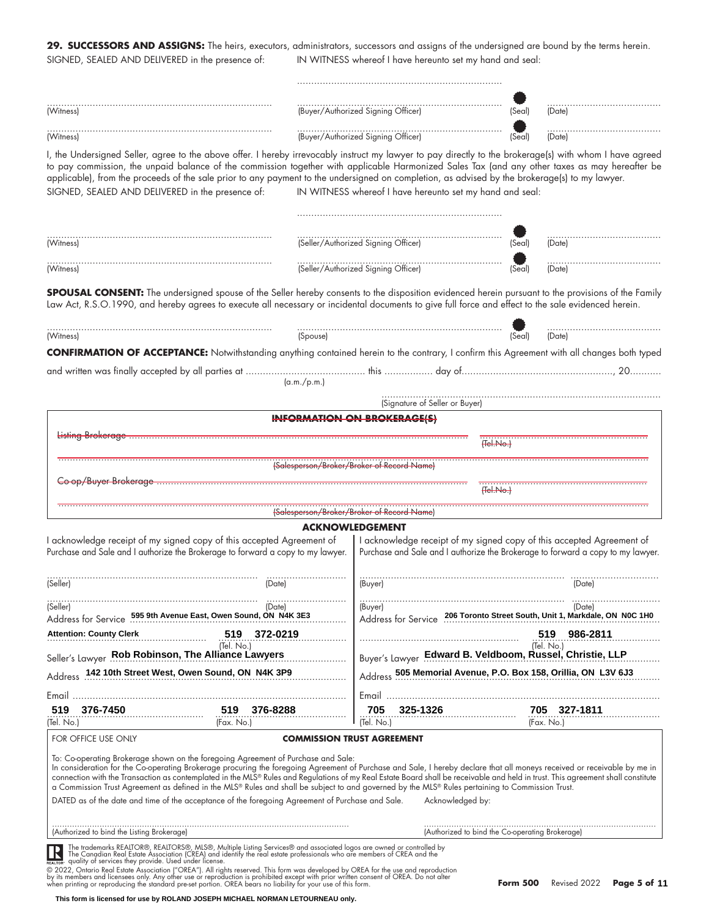**29. SUCCESSORS AND ASSIGNS:** The heirs, executors, administrators, successors and assigns of the undersigned are bound by the terms herein.

SIGNED, SEALED AND DELIVERED in the presence of: IN WITNESS whereof I have hereunto set my hand and seal:

| | | | |
|---|---|---|---|
| (Witness) | (Buyer/Authorized Signing Officer) | (Seal) | (Date) |
| (Witness) | (Buyer/Authorized Signing Officer) | (Seal) | (Date) |

I, the Undersigned Seller, agree to the above offer. I hereby irrevocably instruct my lawyer to pay directly to the brokerage(s) with whom I have agreed to pay commission, the unpaid balance of the commission together with applicable Harmonized Sales Tax (and any other taxes as may hereafter be applicable), from the proceeds of the sale prior to any payment to the undersigned on completion, as advised by the brokerage(s) to my lawyer.

SIGNED, SEALED AND DELIVERED in the presence of: IN WITNESS whereof I have hereunto set my hand and seal:

| | | | |
|---|---|---|---|
| (Witness) | (Seller/Authorized Signing Officer) | (Seal) | (Date) |
| (Witness) | (Seller/Authorized Signing Officer) | (Seal) | (Date) |

**SPOUSAL CONSENT:** The undersigned spouse of the Seller hereby consents to the disposition evidenced herein pursuant to the provisions of the Family Law Act, R.S.O.1990, and hereby agrees to execute all necessary or incidental documents to give full force and effect to the sale evidenced herein.

| | | | |
|---|---|---|---|
| (Witness) | (Spouse) | (Seal) | (Date) |

**CONFIRMATION OF ACCEPTANCE:** Notwithstanding anything contained herein to the contrary, I confirm this Agreement with all changes both typed and written was finally accepted by all parties at .................... (a.m./p.m.) this .......... day of .........................., 20.......

(Signature of Seller or Buyer)

~~**INFORMATION ON BROKERAGE(S)**~~

~~Listing Brokerage~~ ~~(Tel.No.)~~

~~(Salesperson/Broker/Broker of Record Name)~~

~~Co-op/Buyer Brokerage~~ ~~(Tel.No.)~~

~~(Salesperson/Broker/Broker of Record Name)~~

**ACKNOWLEDGEMENT**

I acknowledge receipt of my signed copy of this accepted Agreement of Purchase and Sale and I authorize the Brokerage to forward a copy to my lawyer.

(Seller) (Date)

(Seller) (Date)

Address for Service **595 9th Avenue East, Owen Sound, ON N4K 3E3**

**Attention: County Clerk** **519 372-0219** (Tel. No.)

Seller's Lawyer **Rob Robinson, The Alliance Lawyers**

Address **142 10th Street West, Owen Sound, ON N4K 3P9**

Email

**519 376-7450** (Tel. No.) **519 376-8288** (Fax. No.)

I acknowledge receipt of my signed copy of this accepted Agreement of Purchase and Sale and I authorize the Brokerage to forward a copy to my lawyer.

(Buyer) (Date)

(Buyer) (Date)

Address for Service **206 Toronto Street South, Unit 1, Markdale, ON N0C 1H0**

**519 986-2811** (Tel. No.)

Buyer's Lawyer **Edward B. Veldboom, Russel, Christie, LLP**

Address **505 Memorial Avenue, P.O. Box 158, Orillia, ON L3V 6J3**

Email

**705 325-1326** (Tel. No.) **705 327-1811** (Fax. No.)

FOR OFFICE USE ONLY **COMMISSION TRUST AGREEMENT**

To: Co-operating Brokerage shown on the foregoing Agreement of Purchase and Sale:
In consideration for the Co-operating Brokerage procuring the foregoing Agreement of Purchase and Sale, I hereby declare that all moneys received or receivable by me in connection with the Transaction as contemplated in the MLS® Rules and Regulations of my Real Estate Board shall be receivable and held in trust. This agreement shall constitute a Commission Trust Agreement as defined in the MLS® Rules and shall be subject to and governed by the MLS® Rules pertaining to Commission Trust.

DATED as of the date and time of the acceptance of the foregoing Agreement of Purchase and Sale. Acknowledged by:

(Authorized to bind the Listing Brokerage) (Authorized to bind the Co-operating Brokerage)

The trademarks REALTOR®, REALTORS®, MLS®, Multiple Listing Services® and associated logos are owned or controlled by The Canadian Real Estate Association (CREA) and identify the real estate professionals who are members of CREA and the quality of services they provide. Used under license.

© 2022, Ontario Real Estate Association ("OREA"). All rights reserved. This form was developed by OREA for the use and reproduction by its members and licensees only. Any other use or reproduction is prohibited except with prior written consent of OREA. Do not alter when printing or reproducing the standard pre-set portion. OREA bears no liability for your use of this form.

**Form 500** Revised 2022

**This form is licensed for use by ROLAND JOSEPH MICHAEL NORMAN LETOURNEAU only.**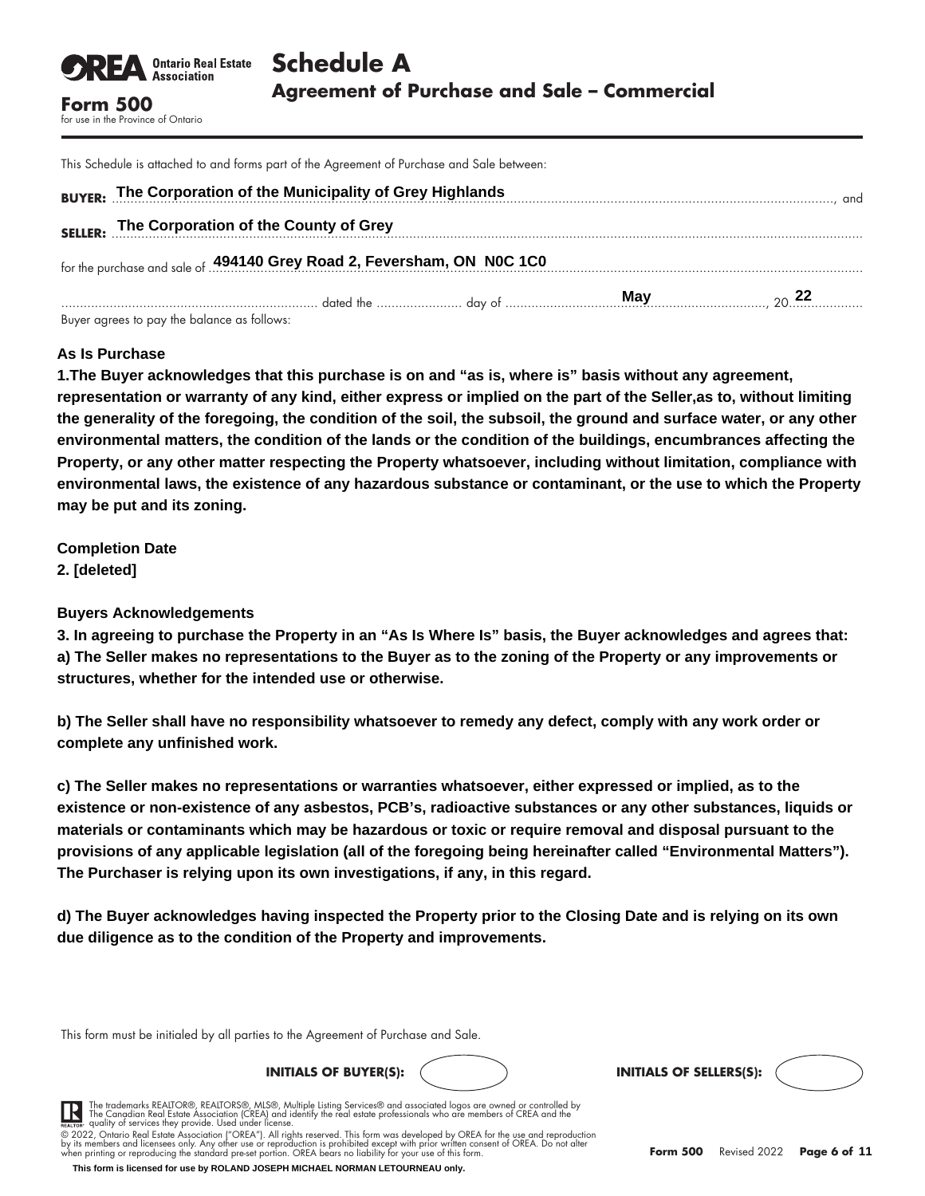**OREA** Ontario Real Estate Association

**Form 500**
for use in the Province of Ontario

# Schedule A
## Agreement of Purchase and Sale – Commercial

This Schedule is attached to and forms part of the Agreement of Purchase and Sale between:

**BUYER:** The Corporation of the Municipality of Grey Highlands, and

**SELLER:** The Corporation of the County of Grey

for the purchase and sale of 494140 Grey Road 2, Feversham, ON N0C 1C0

dated the ............ day of May, 20 22

Buyer agrees to pay the balance as follows:

**As Is Purchase**

**1.The Buyer acknowledges that this purchase is on and "as is, where is" basis without any agreement, representation or warranty of any kind, either express or implied on the part of the Seller,as to, without limiting the generality of the foregoing, the condition of the soil, the subsoil, the ground and surface water, or any other environmental matters, the condition of the lands or the condition of the buildings, encumbrances affecting the Property, or any other matter respecting the Property whatsoever, including without limitation, compliance with environmental laws, the existence of any hazardous substance or contaminant, or the use to which the Property may be put and its zoning.**

**Completion Date**

**2. [deleted]**

**Buyers Acknowledgements**

**3. In agreeing to purchase the Property in an "As Is Where Is" basis, the Buyer acknowledges and agrees that:**

**a) The Seller makes no representations to the Buyer as to the zoning of the Property or any improvements or structures, whether for the intended use or otherwise.**

**b) The Seller shall have no responsibility whatsoever to remedy any defect, comply with any work order or complete any unfinished work.**

**c) The Seller makes no representations or warranties whatsoever, either expressed or implied, as to the existence or non-existence of any asbestos, PCB's, radioactive substances or any other substances, liquids or materials or contaminants which may be hazardous or toxic or require removal and disposal pursuant to the provisions of any applicable legislation (all of the foregoing being hereinafter called "Environmental Matters"). The Purchaser is relying upon its own investigations, if any, in this regard.**

**d) The Buyer acknowledges having inspected the Property prior to the Closing Date and is relying on its own due diligence as to the condition of the Property and improvements.**

This form must be initialed by all parties to the Agreement of Purchase and Sale.

**INITIALS OF BUYER(S):** ( ) **INITIALS OF SELLERS(S):** ( )

The trademarks REALTOR®, REALTORS®, MLS®, Multiple Listing Services® and associated logos are owned or controlled by The Canadian Real Estate Association (CREA) and identify the real estate professionals who are members of CREA and the quality of services they provide. Used under license.

© 2022, Ontario Real Estate Association ("OREA"). All rights reserved. This form was developed by OREA for the use and reproduction by its members and licensees only. Any other use or reproduction is prohibited except with prior written consent of OREA. Do not alter when printing or reproducing the standard pre-set portion. OREA bears no liability for your use of this form.

**Form 500** Revised 2022

**This form is licensed for use by ROLAND JOSEPH MICHAEL NORMAN LETOURNEAU only.**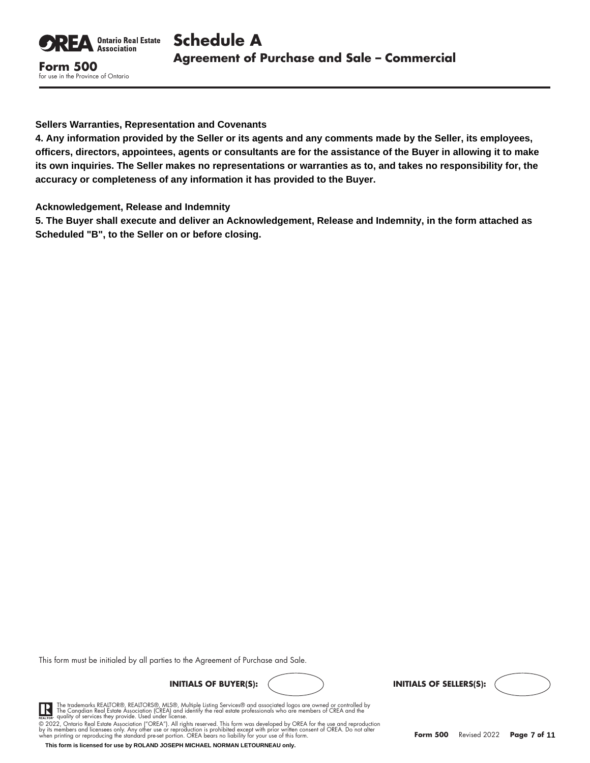# Schedule A

## Agreement of Purchase and Sale – Commercial

**Form 500**
for use in the Province of Ontario

**Sellers Warranties, Representation and Covenants**

**4. Any information provided by the Seller or its agents and any comments made by the Seller, its employees, officers, directors, appointees, agents or consultants are for the assistance of the Buyer in allowing it to make its own inquiries. The Seller makes no representations or warranties as to, and takes no responsibility for, the accuracy or completeness of any information it has provided to the Buyer.**

**Acknowledgement, Release and Indemnity**

**5. The Buyer shall execute and deliver an Acknowledgement, Release and Indemnity, in the form attached as Scheduled "B", to the Seller on or before closing.**

This form must be initialed by all parties to the Agreement of Purchase and Sale.

**INITIALS OF BUYER(S):** 

**INITIALS OF SELLERS(S):** 

The trademarks REALTOR®, REALTORS®, MLS®, Multiple Listing Services® and associated logos are owned or controlled by The Canadian Real Estate Association (CREA) and identify the real estate professionals who are members of CREA and the quality of services they provide. Used under license.

© 2022, Ontario Real Estate Association ("OREA"). All rights reserved. This form was developed by OREA for the use and reproduction by its members and licensees only. Any other use or reproduction is prohibited except with prior written consent of OREA. Do not alter when printing or reproducing the standard pre-set portion. OREA bears no liability for your use of this form.

**This form is licensed for use by ROLAND JOSEPH MICHAEL NORMAN LETOURNEAU only.**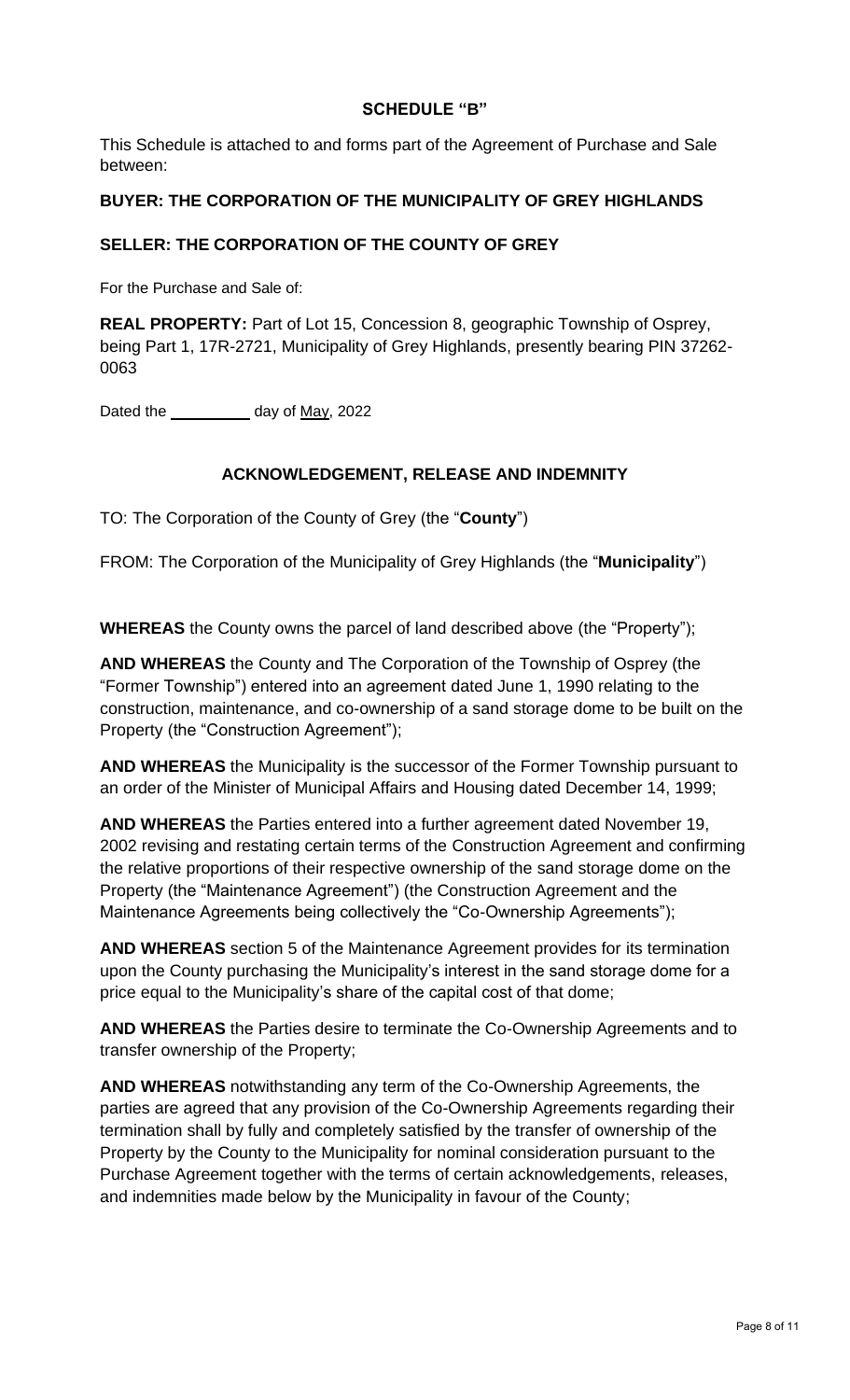## SCHEDULE "B"

This Schedule is attached to and forms part of the Agreement of Purchase and Sale between:

**BUYER: THE CORPORATION OF THE MUNICIPALITY OF GREY HIGHLANDS**

**SELLER: THE CORPORATION OF THE COUNTY OF GREY**

For the Purchase and Sale of:

**REAL PROPERTY:** Part of Lot 15, Concession 8, geographic Township of Osprey, being Part 1, 17R-2721, Municipality of Grey Highlands, presently bearing PIN 37262-0063

Dated the __________ day of May, 2022

## ACKNOWLEDGEMENT, RELEASE AND INDEMNITY

TO: The Corporation of the County of Grey (the "**County**")

FROM: The Corporation of the Municipality of Grey Highlands (the "**Municipality**")

**WHEREAS** the County owns the parcel of land described above (the "Property");

**AND WHEREAS** the County and The Corporation of the Township of Osprey (the "Former Township") entered into an agreement dated June 1, 1990 relating to the construction, maintenance, and co-ownership of a sand storage dome to be built on the Property (the "Construction Agreement");

**AND WHEREAS** the Municipality is the successor of the Former Township pursuant to an order of the Minister of Municipal Affairs and Housing dated December 14, 1999;

**AND WHEREAS** the Parties entered into a further agreement dated November 19, 2002 revising and restating certain terms of the Construction Agreement and confirming the relative proportions of their respective ownership of the sand storage dome on the Property (the "Maintenance Agreement") (the Construction Agreement and the Maintenance Agreements being collectively the "Co-Ownership Agreements");

**AND WHEREAS** section 5 of the Maintenance Agreement provides for its termination upon the County purchasing the Municipality's interest in the sand storage dome for a price equal to the Municipality's share of the capital cost of that dome;

**AND WHEREAS** the Parties desire to terminate the Co-Ownership Agreements and to transfer ownership of the Property;

**AND WHEREAS** notwithstanding any term of the Co-Ownership Agreements, the parties are agreed that any provision of the Co-Ownership Agreements regarding their termination shall by fully and completely satisfied by the transfer of ownership of the Property by the County to the Municipality for nominal consideration pursuant to the Purchase Agreement together with the terms of certain acknowledgements, releases, and indemnities made below by the Municipality in favour of the County;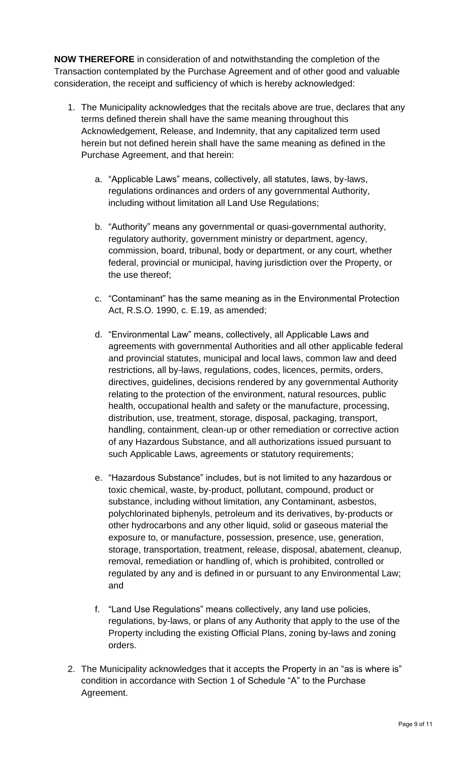**NOW THEREFORE** in consideration of and notwithstanding the completion of the Transaction contemplated by the Purchase Agreement and of other good and valuable consideration, the receipt and sufficiency of which is hereby acknowledged:

1. The Municipality acknowledges that the recitals above are true, declares that any terms defined therein shall have the same meaning throughout this Acknowledgement, Release, and Indemnity, that any capitalized term used herein but not defined herein shall have the same meaning as defined in the Purchase Agreement, and that herein:

    a. "Applicable Laws" means, collectively, all statutes, laws, by-laws, regulations ordinances and orders of any governmental Authority, including without limitation all Land Use Regulations;

    b. "Authority" means any governmental or quasi-governmental authority, regulatory authority, government ministry or department, agency, commission, board, tribunal, body or department, or any court, whether federal, provincial or municipal, having jurisdiction over the Property, or the use thereof;

    c. "Contaminant" has the same meaning as in the Environmental Protection Act, R.S.O. 1990, c. E.19, as amended;

    d. "Environmental Law" means, collectively, all Applicable Laws and agreements with governmental Authorities and all other applicable federal and provincial statutes, municipal and local laws, common law and deed restrictions, all by-laws, regulations, codes, licences, permits, orders, directives, guidelines, decisions rendered by any governmental Authority relating to the protection of the environment, natural resources, public health, occupational health and safety or the manufacture, processing, distribution, use, treatment, storage, disposal, packaging, transport, handling, containment, clean-up or other remediation or corrective action of any Hazardous Substance, and all authorizations issued pursuant to such Applicable Laws, agreements or statutory requirements;

    e. "Hazardous Substance" includes, but is not limited to any hazardous or toxic chemical, waste, by-product, pollutant, compound, product or substance, including without limitation, any Contaminant, asbestos, polychlorinated biphenyls, petroleum and its derivatives, by-products or other hydrocarbons and any other liquid, solid or gaseous material the exposure to, or manufacture, possession, presence, use, generation, storage, transportation, treatment, release, disposal, abatement, cleanup, removal, remediation or handling of, which is prohibited, controlled or regulated by any and is defined in or pursuant to any Environmental Law; and

    f. "Land Use Regulations" means collectively, any land use policies, regulations, by-laws, or plans of any Authority that apply to the use of the Property including the existing Official Plans, zoning by-laws and zoning orders.

2. The Municipality acknowledges that it accepts the Property in an "as is where is" condition in accordance with Section 1 of Schedule "A" to the Purchase Agreement.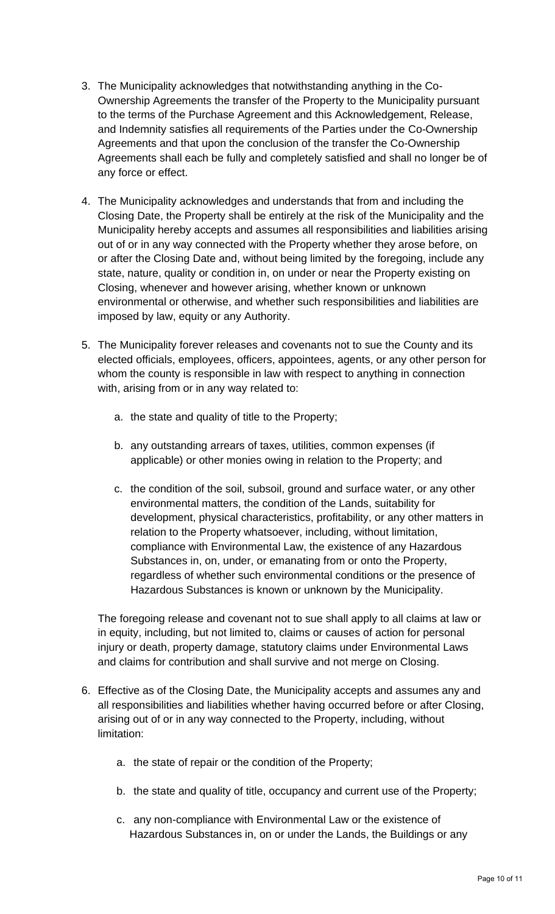3. The Municipality acknowledges that notwithstanding anything in the Co-Ownership Agreements the transfer of the Property to the Municipality pursuant to the terms of the Purchase Agreement and this Acknowledgement, Release, and Indemnity satisfies all requirements of the Parties under the Co-Ownership Agreements and that upon the conclusion of the transfer the Co-Ownership Agreements shall each be fully and completely satisfied and shall no longer be of any force or effect.

4. The Municipality acknowledges and understands that from and including the Closing Date, the Property shall be entirely at the risk of the Municipality and the Municipality hereby accepts and assumes all responsibilities and liabilities arising out of or in any way connected with the Property whether they arose before, on or after the Closing Date and, without being limited by the foregoing, include any state, nature, quality or condition in, on under or near the Property existing on Closing, whenever and however arising, whether known or unknown environmental or otherwise, and whether such responsibilities and liabilities are imposed by law, equity or any Authority.

5. The Municipality forever releases and covenants not to sue the County and its elected officials, employees, officers, appointees, agents, or any other person for whom the county is responsible in law with respect to anything in connection with, arising from or in any way related to:

   a. the state and quality of title to the Property;

   b. any outstanding arrears of taxes, utilities, common expenses (if applicable) or other monies owing in relation to the Property; and

   c. the condition of the soil, subsoil, ground and surface water, or any other environmental matters, the condition of the Lands, suitability for development, physical characteristics, profitability, or any other matters in relation to the Property whatsoever, including, without limitation, compliance with Environmental Law, the existence of any Hazardous Substances in, on, under, or emanating from or onto the Property, regardless of whether such environmental conditions or the presence of Hazardous Substances is known or unknown by the Municipality.

   The foregoing release and covenant not to sue shall apply to all claims at law or in equity, including, but not limited to, claims or causes of action for personal injury or death, property damage, statutory claims under Environmental Laws and claims for contribution and shall survive and not merge on Closing.

6. Effective as of the Closing Date, the Municipality accepts and assumes any and all responsibilities and liabilities whether having occurred before or after Closing, arising out of or in any way connected to the Property, including, without limitation:

   a. the state of repair or the condition of the Property;

   b. the state and quality of title, occupancy and current use of the Property;

   c. any non-compliance with Environmental Law or the existence of Hazardous Substances in, on or under the Lands, the Buildings or any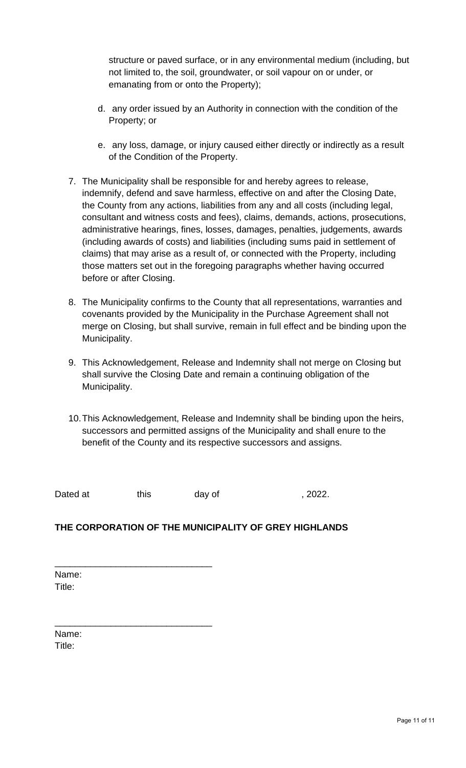structure or paved surface, or in any environmental medium (including, but not limited to, the soil, groundwater, or soil vapour on or under, or emanating from or onto the Property);

d. any order issued by an Authority in connection with the condition of the Property; or

e. any loss, damage, or injury caused either directly or indirectly as a result of the Condition of the Property.

7. The Municipality shall be responsible for and hereby agrees to release, indemnify, defend and save harmless, effective on and after the Closing Date, the County from any actions, liabilities from any and all costs (including legal, consultant and witness costs and fees), claims, demands, actions, prosecutions, administrative hearings, fines, losses, damages, penalties, judgements, awards (including awards of costs) and liabilities (including sums paid in settlement of claims) that may arise as a result of, or connected with the Property, including those matters set out in the foregoing paragraphs whether having occurred before or after Closing.

8. The Municipality confirms to the County that all representations, warranties and covenants provided by the Municipality in the Purchase Agreement shall not merge on Closing, but shall survive, remain in full effect and be binding upon the Municipality.

9. This Acknowledgement, Release and Indemnity shall not merge on Closing but shall survive the Closing Date and remain a continuing obligation of the Municipality.

10. This Acknowledgement, Release and Indemnity shall be binding upon the heirs, successors and permitted assigns of the Municipality and shall enure to the benefit of the County and its respective successors and assigns.

Dated at this day of , 2022.

**THE CORPORATION OF THE MUNICIPALITY OF GREY HIGHLANDS**

______________________________
Name:
Title:

______________________________
Name:
Title: